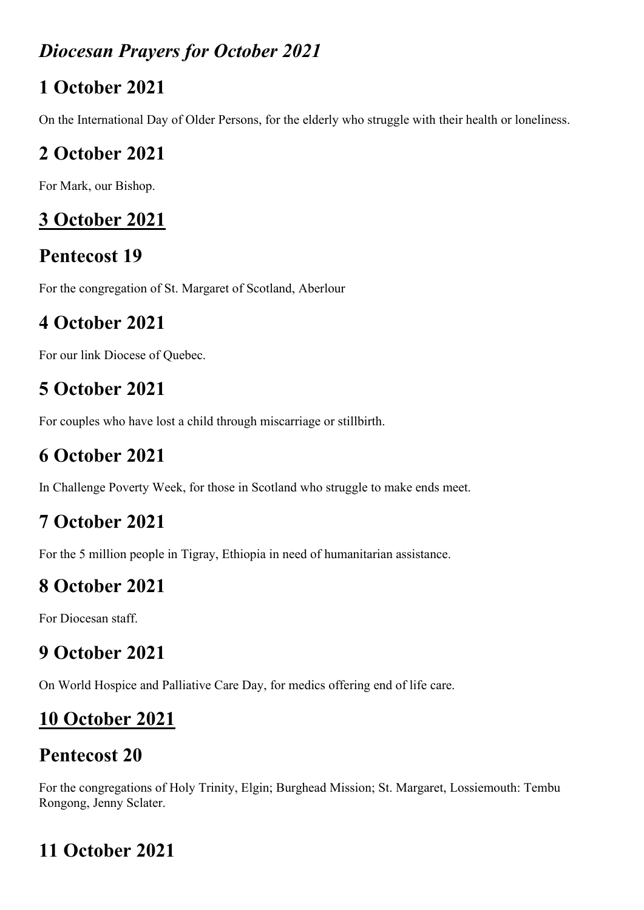## *Diocesan Prayers for October 2021*

## 1 October 2021

On the International Day of Older Persons, for the elderly who struggle with their health or loneliness.

## 2 October 2021

For Mark, our Bishop.

## <u>3 October 2021</u>

## Pentecost 19

For the congregation of St. Margaret of Scotland, Aberlour

## 4 October 2021

For our link Diocese of Quebec.

## 5 October 2021

For couples who have lost a child through miscarriage or stillbirth.

## 6 October 2021

In Challenge Poverty Week, for those in Scotland who struggle to make ends meet.

## 7 October 2021

For the 5 million people in Tigray, Ethiopia in need of humanitarian assistance.

## 8 October 2021

For Diocesan staff.

## 9 October 2021

On World Hospice and Palliative Care Day, for medics offering end of life care.

## <u>10 October 2021</u>

## Pentecost 20

For the congregations of Holy Trinity, Elgin; Burghead Mission; St. Margaret, Lossiemouth: Tembu Rongong, Jenny Sclater.

## 11 October 2021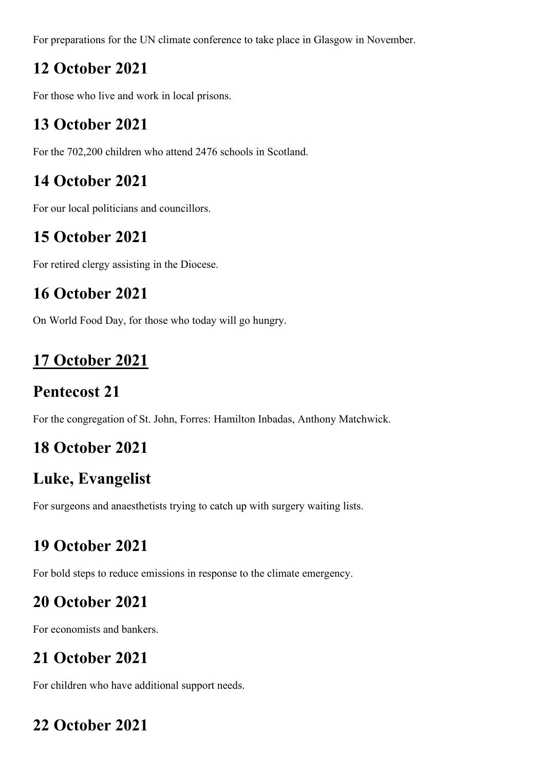For preparations for the UN climate conference to take place in Glasgow in November.

## 12 October 2021

For those who live and work in local prisons.

## 13 October 2021

For the 702,200 children who attend 2476 schools in Scotland.

## 14 October 2021

For our local politicians and councillors.

## 15 October 2021

For retired clergy assisting in the Diocese.

## 16 October 2021

On World Food Day, for those who today will go hungry.

## 17 October 2021

## Pentecost 21

For the congregation of St. John, Forres: Hamilton Inbadas, Anthony Matchwick.

## 18 October 2021

## Luke, Evangelist

For surgeons and anaesthetists trying to catch up with surgery waiting lists.

## 19 October 2021

For bold steps to reduce emissions in response to the climate emergency.

## 20 October 2021

For economists and bankers.

## 21 October 2021

For children who have additional support needs.

## 22 October 2021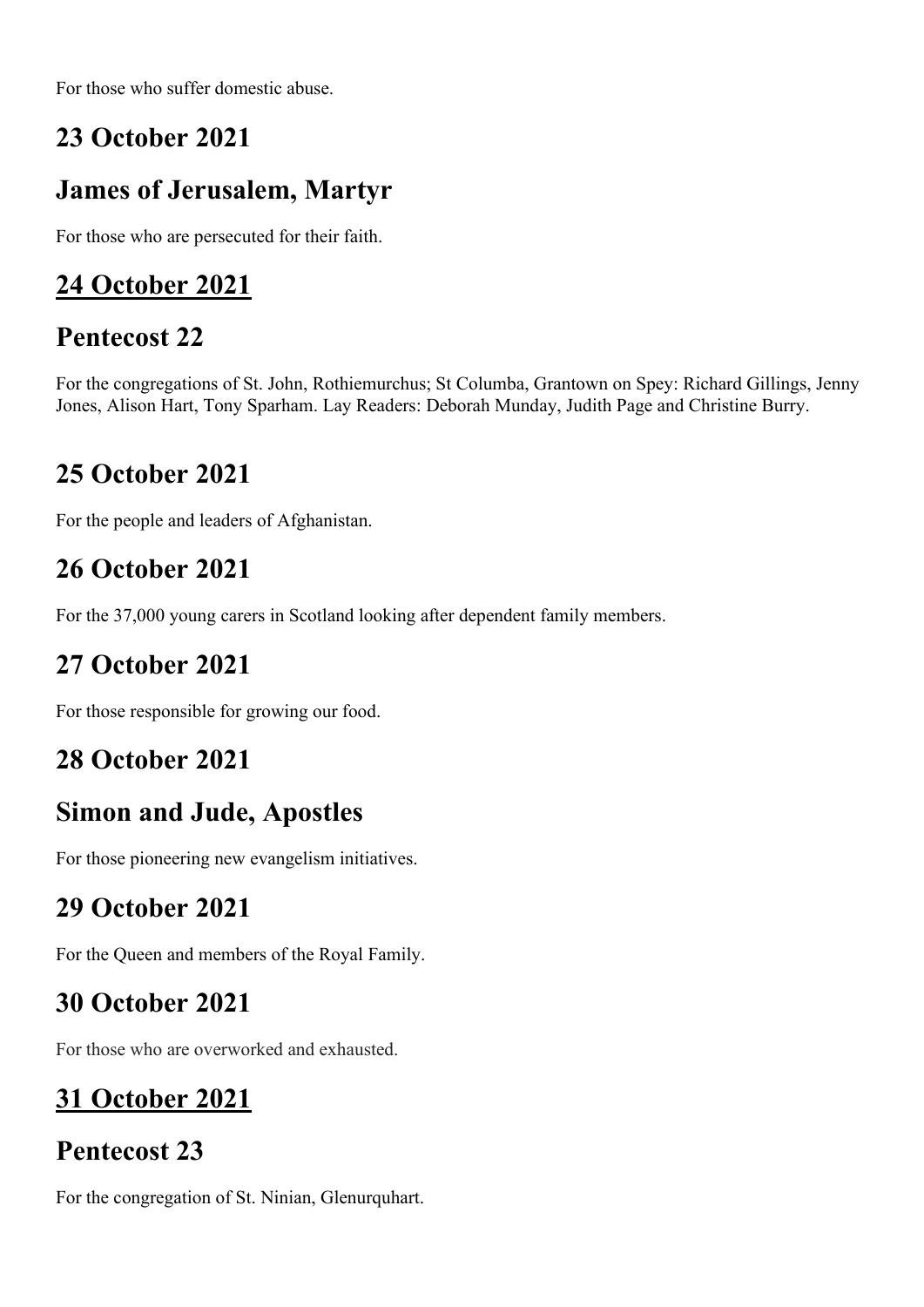For those who suffer domestic abuse.

## 23 October 2021

## James of Jerusalem, Martyr

For those who are persecuted for their faith.

## 24 October 2021

## Pentecost 22

For the congregations of St. John, Rothiemurchus; St Columba, Grantown on Spey: Richard Gillings, Jenny Jones, Alison Hart, Tony Sparham. Lay Readers: Deborah Munday, Judith Page and Christine Burry.

## 25 October 2021

For the people and leaders of Afghanistan.

## 26 October 2021

For the 37,000 young carers in Scotland looking after dependent family members.

## 27 October 2021

For those responsible for growing our food.

## 28 October 2021

## Simon and Jude, Apostles

For those pioneering new evangelism initiatives.

## 29 October 2021

For the Queen and members of the Royal Family.

## 30 October 2021

For those who are overworked and exhausted.

## 31 October 2021

## Pentecost 23

For the congregation of St. Ninian, Glenurquhart.